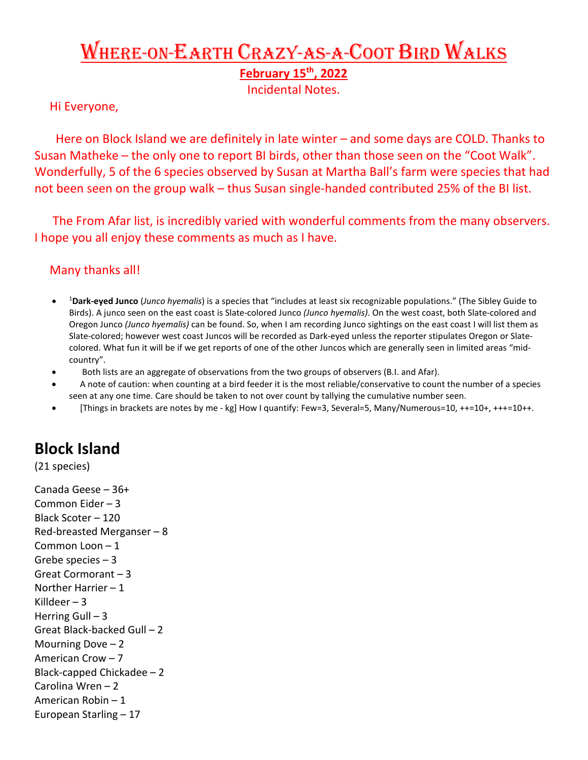# Where-on-Earth Crazy-as-a-Coot Bird Walks

**February 15th, 2022**

Incidental Notes.

Hi Everyone,

Here on Block Island we are definitely in late winter – and some days are COLD. Thanks to Susan Matheke – the only one to report BI birds, other than those seen on the "Coot Walk". Wonderfully, 5 of the 6 species observed by Susan at Martha Ball's farm were species that had not been seen on the group walk – thus Susan single-handed contributed 25% of the BI list.

The From Afar list, is incredibly varied with wonderful comments from the many observers. I hope you all enjoy these comments as much as I have.

Many thanks all!

- [1]**Dark-eyed Junco** (*Junco hyemalis*) is a species that "includes at least six recognizable populations." (The Sibley Guide to Birds). A junco seen on the east coast is Slate-colored Junco *(Junco hyemalis)*. On the west coast, both Slate-colored and Oregon Junco *(Junco hyemalis)* can be found. So, when I am recording Junco sightings on the east coast I will list them as Slate-colored; however west coast Juncos will be recorded as Dark-eyed unless the reporter stipulates Oregon or Slate-colored. What fun it will be if we get reports of one of the other Juncos which are generally seen in limited areas "mid-country".
- Both lists are an aggregate of observations from the two groups of observers (B.I. and Afar).
- A note of caution: when counting at a bird feeder it is the most reliable/conservative to count the number of a species seen at any one time. Care should be taken to not over count by tallying the cumulative number seen.
- [Things in brackets are notes by me - kg] How I quantify: Few=3, Several=5, Many/Numerous=10, ++=10+, +++=10++.

## Block Island

(21 species)

Canada Geese – 36+
Common Eider – 3
Black Scoter – 120
Red-breasted Merganser – 8
Common Loon – 1
Grebe species – 3
Great Cormorant – 3
Norther Harrier – 1
Killdeer – 3
Herring Gull – 3
Great Black-backed Gull – 2
Mourning Dove – 2
American Crow – 7
Black-capped Chickadee – 2
Carolina Wren – 2
American Robin – 1
European Starling – 17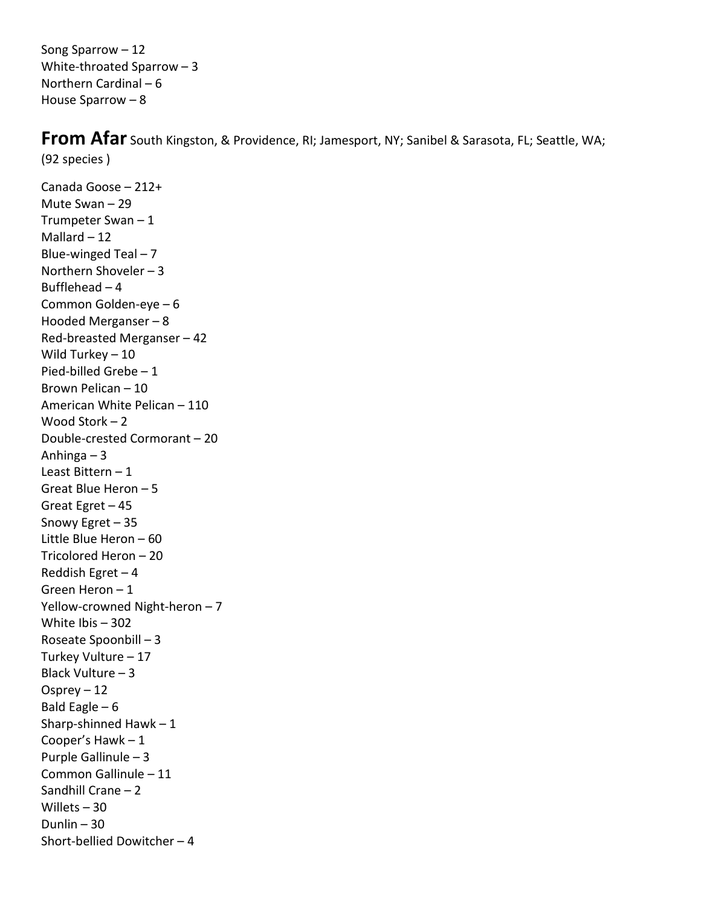Song Sparrow – 12
White-throated Sparrow – 3
Northern Cardinal – 6
House Sparrow – 8

## From Afar

South Kingston, & Providence, RI; Jamesport, NY; Sanibel & Sarasota, FL; Seattle, WA; (92 species )

Canada Goose – 212+
Mute Swan – 29
Trumpeter Swan – 1
Mallard – 12
Blue-winged Teal – 7
Northern Shoveler – 3
Bufflehead – 4
Common Golden-eye – 6
Hooded Merganser – 8
Red-breasted Merganser – 42
Wild Turkey – 10
Pied-billed Grebe – 1
Brown Pelican – 10
American White Pelican – 110
Wood Stork – 2
Double-crested Cormorant – 20
Anhinga – 3
Least Bittern – 1
Great Blue Heron – 5
Great Egret – 45
Snowy Egret – 35
Little Blue Heron – 60
Tricolored Heron – 20
Reddish Egret – 4
Green Heron – 1
Yellow-crowned Night-heron – 7
White Ibis – 302
Roseate Spoonbill – 3
Turkey Vulture – 17
Black Vulture – 3
Osprey – 12
Bald Eagle – 6
Sharp-shinned Hawk – 1
Cooper's Hawk – 1
Purple Gallinule – 3
Common Gallinule – 11
Sandhill Crane – 2
Willets – 30
Dunlin – 30
Short-bellied Dowitcher – 4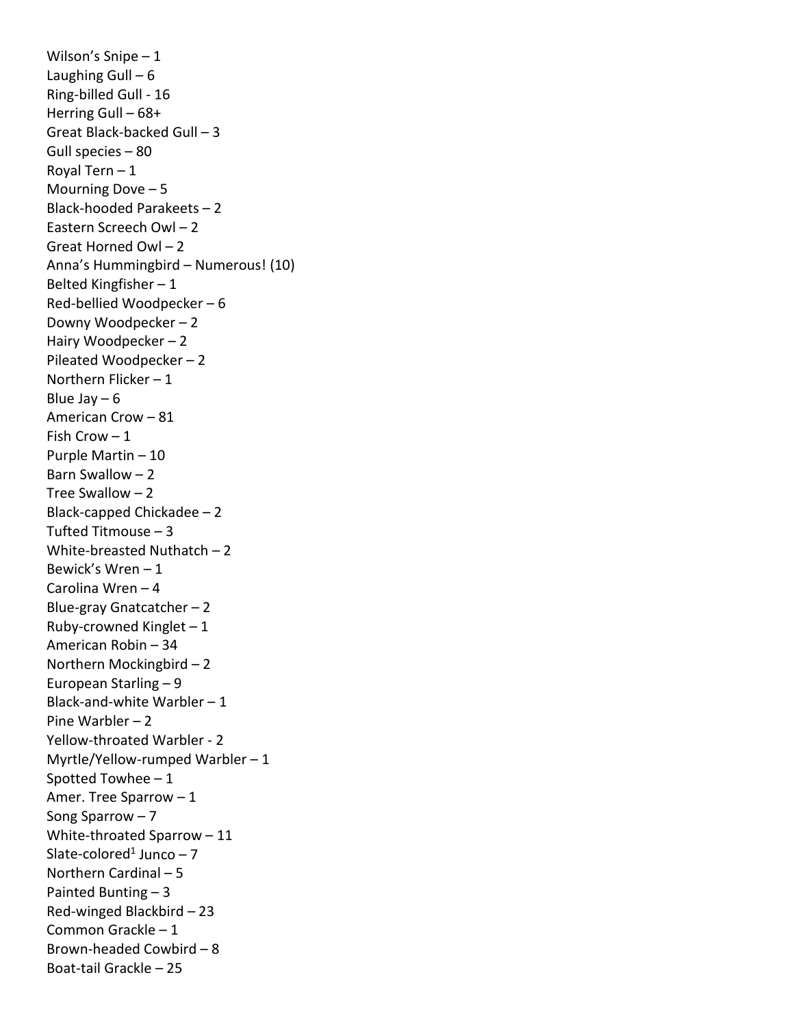Wilson's Snipe – 1
Laughing Gull – 6
Ring-billed Gull - 16
Herring Gull – 68+
Great Black-backed Gull – 3
Gull species – 80
Royal Tern – 1
Mourning Dove – 5
Black-hooded Parakeets – 2
Eastern Screech Owl – 2
Great Horned Owl – 2
Anna's Hummingbird – Numerous! (10)
Belted Kingfisher – 1
Red-bellied Woodpecker – 6
Downy Woodpecker – 2
Hairy Woodpecker – 2
Pileated Woodpecker – 2
Northern Flicker – 1
Blue Jay – 6
American Crow – 81
Fish Crow – 1
Purple Martin – 10
Barn Swallow – 2
Tree Swallow – 2
Black-capped Chickadee – 2
Tufted Titmouse – 3
White-breasted Nuthatch – 2
Bewick's Wren – 1
Carolina Wren – 4
Blue-gray Gnatcatcher – 2
Ruby-crowned Kinglet – 1
American Robin – 34
Northern Mockingbird – 2
European Starling – 9
Black-and-white Warbler – 1
Pine Warbler – 2
Yellow-throated Warbler - 2
Myrtle/Yellow-rumped Warbler – 1
Spotted Towhee – 1
Amer. Tree Sparrow – 1
Song Sparrow – 7
White-throated Sparrow – 11
Slate-colored[1] Junco – 7
Northern Cardinal – 5
Painted Bunting – 3
Red-winged Blackbird – 23
Common Grackle – 1
Brown-headed Cowbird – 8
Boat-tail Grackle – 25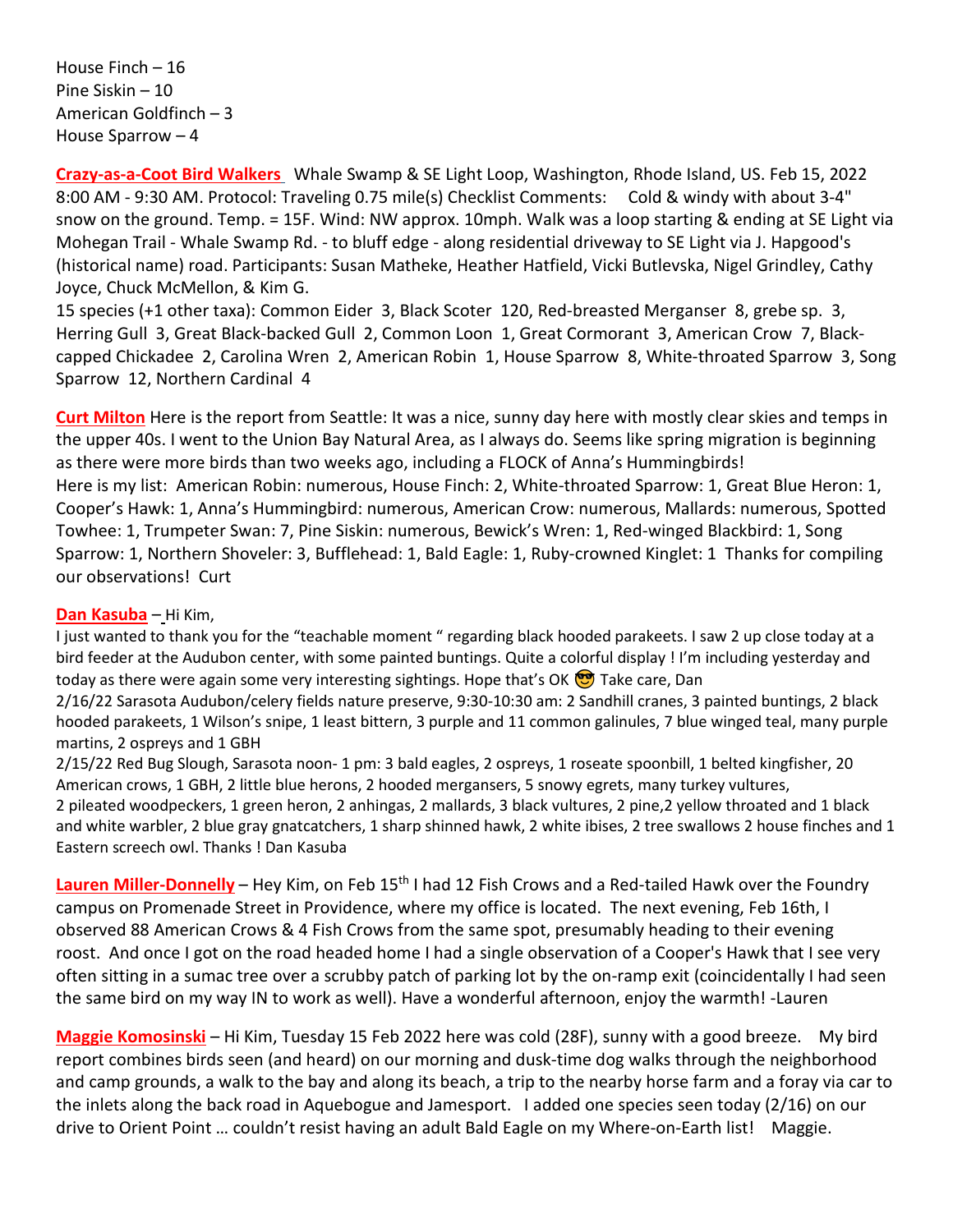House Finch – 16
Pine Siskin – 10
American Goldfinch – 3
House Sparrow – 4

**Crazy-as-a-Coot Bird Walkers** Whale Swamp & SE Light Loop, Washington, Rhode Island, US. Feb 15, 2022 8:00 AM - 9:30 AM. Protocol: Traveling 0.75 mile(s) Checklist Comments: Cold & windy with about 3-4" snow on the ground. Temp. = 15F. Wind: NW approx. 10mph. Walk was a loop starting & ending at SE Light via Mohegan Trail - Whale Swamp Rd. - to bluff edge - along residential driveway to SE Light via J. Hapgood's (historical name) road. Participants: Susan Matheke, Heather Hatfield, Vicki Butlevska, Nigel Grindley, Cathy Joyce, Chuck McMellon, & Kim G.
15 species (+1 other taxa): Common Eider 3, Black Scoter 120, Red-breasted Merganser 8, grebe sp. 3, Herring Gull 3, Great Black-backed Gull 2, Common Loon 1, Great Cormorant 3, American Crow 7, Black-capped Chickadee 2, Carolina Wren 2, American Robin 1, House Sparrow 8, White-throated Sparrow 3, Song Sparrow 12, Northern Cardinal 4

**Curt Milton** Here is the report from Seattle: It was a nice, sunny day here with mostly clear skies and temps in the upper 40s. I went to the Union Bay Natural Area, as I always do. Seems like spring migration is beginning as there were more birds than two weeks ago, including a FLOCK of Anna's Hummingbirds!
Here is my list: American Robin: numerous, House Finch: 2, White-throated Sparrow: 1, Great Blue Heron: 1, Cooper's Hawk: 1, Anna's Hummingbird: numerous, American Crow: numerous, Mallards: numerous, Spotted Towhee: 1, Trumpeter Swan: 7, Pine Siskin: numerous, Bewick's Wren: 1, Red-winged Blackbird: 1, Song Sparrow: 1, Northern Shoveler: 3, Bufflehead: 1, Bald Eagle: 1, Ruby-crowned Kinglet: 1 Thanks for compiling our observations! Curt

**Dan Kasuba** – Hi Kim,
I just wanted to thank you for the "teachable moment " regarding black hooded parakeets. I saw 2 up close today at a bird feeder at the Audubon center, with some painted buntings. Quite a colorful display ! I'm including yesterday and today as there were again some very interesting sightings. Hope that's OK 😎 Take care, Dan
2/16/22 Sarasota Audubon/celery fields nature preserve, 9:30-10:30 am: 2 Sandhill cranes, 3 painted buntings, 2 black hooded parakeets, 1 Wilson's snipe, 1 least bittern, 3 purple and 11 common galinules, 7 blue winged teal, many purple martins, 2 ospreys and 1 GBH
2/15/22 Red Bug Slough, Sarasota noon- 1 pm: 3 bald eagles, 2 ospreys, 1 roseate spoonbill, 1 belted kingfisher, 20 American crows, 1 GBH, 2 little blue herons, 2 hooded mergansers, 5 snowy egrets, many turkey vultures, 2 pileated woodpeckers, 1 green heron, 2 anhingas, 2 mallards, 3 black vultures, 2 pine,2 yellow throated and 1 black and white warbler, 2 blue gray gnatcatchers, 1 sharp shinned hawk, 2 white ibises, 2 tree swallows 2 house finches and 1 Eastern screech owl. Thanks ! Dan Kasuba

**Lauren Miller-Donnelly** – Hey Kim, on Feb 15th I had 12 Fish Crows and a Red-tailed Hawk over the Foundry campus on Promenade Street in Providence, where my office is located. The next evening, Feb 16th, I observed 88 American Crows & 4 Fish Crows from the same spot, presumably heading to their evening roost. And once I got on the road headed home I had a single observation of a Cooper's Hawk that I see very often sitting in a sumac tree over a scrubby patch of parking lot by the on-ramp exit (coincidentally I had seen the same bird on my way IN to work as well). Have a wonderful afternoon, enjoy the warmth! -Lauren

**Maggie Komosinski** – Hi Kim, Tuesday 15 Feb 2022 here was cold (28F), sunny with a good breeze. My bird report combines birds seen (and heard) on our morning and dusk-time dog walks through the neighborhood and camp grounds, a walk to the bay and along its beach, a trip to the nearby horse farm and a foray via car to the inlets along the back road in Aquebogue and Jamesport. I added one species seen today (2/16) on our drive to Orient Point … couldn't resist having an adult Bald Eagle on my Where-on-Earth list! Maggie.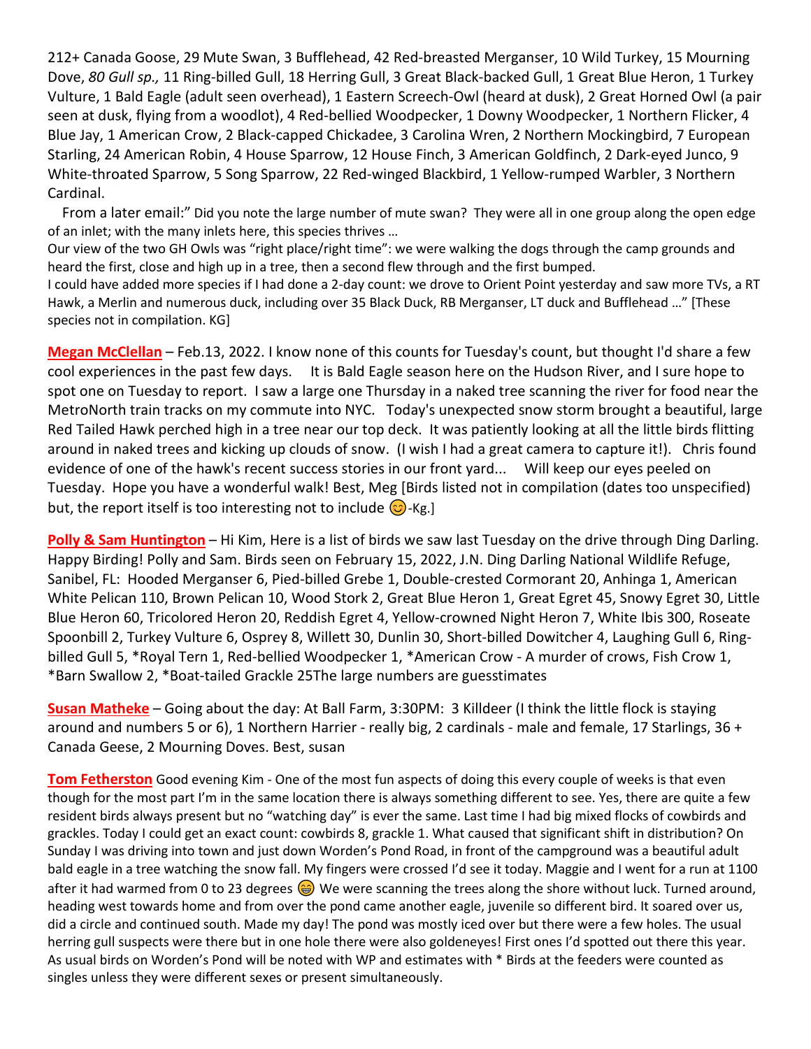212+ Canada Goose, 29 Mute Swan, 3 Bufflehead, 42 Red-breasted Merganser, 10 Wild Turkey, 15 Mourning Dove, *80 Gull sp.,* 11 Ring-billed Gull, 18 Herring Gull, 3 Great Black-backed Gull, 1 Great Blue Heron, 1 Turkey Vulture, 1 Bald Eagle (adult seen overhead), 1 Eastern Screech-Owl (heard at dusk), 2 Great Horned Owl (a pair seen at dusk, flying from a woodlot), 4 Red-bellied Woodpecker, 1 Downy Woodpecker, 1 Northern Flicker, 4 Blue Jay, 1 American Crow, 2 Black-capped Chickadee, 3 Carolina Wren, 2 Northern Mockingbird, 7 European Starling, 24 American Robin, 4 House Sparrow, 12 House Finch, 3 American Goldfinch, 2 Dark-eyed Junco, 9 White-throated Sparrow, 5 Song Sparrow, 22 Red-winged Blackbird, 1 Yellow-rumped Warbler, 3 Northern Cardinal.

From a later email:" Did you note the large number of mute swan? They were all in one group along the open edge of an inlet; with the many inlets here, this species thrives …
Our view of the two GH Owls was "right place/right time": we were walking the dogs through the camp grounds and heard the first, close and high up in a tree, then a second flew through and the first bumped.
I could have added more species if I had done a 2-day count: we drove to Orient Point yesterday and saw more TVs, a RT Hawk, a Merlin and numerous duck, including over 35 Black Duck, RB Merganser, LT duck and Bufflehead …" [These species not in compilation. KG]

**Megan McClellan** – Feb.13, 2022. I know none of this counts for Tuesday's count, but thought I'd share a few cool experiences in the past few days. It is Bald Eagle season here on the Hudson River, and I sure hope to spot one on Tuesday to report. I saw a large one Thursday in a naked tree scanning the river for food near the MetroNorth train tracks on my commute into NYC. Today's unexpected snow storm brought a beautiful, large Red Tailed Hawk perched high in a tree near our top deck. It was patiently looking at all the little birds flitting around in naked trees and kicking up clouds of snow. (I wish I had a great camera to capture it!). Chris found evidence of one of the hawk's recent success stories in our front yard... Will keep our eyes peeled on Tuesday. Hope you have a wonderful walk! Best, Meg [Birds listed not in compilation (dates too unspecified) but, the report itself is too interesting not to include 😊-Kg.]

**Polly & Sam Huntington** – Hi Kim, Here is a list of birds we saw last Tuesday on the drive through Ding Darling. Happy Birding! Polly and Sam. Birds seen on February 15, 2022, J.N. Ding Darling National Wildlife Refuge, Sanibel, FL: Hooded Merganser 6, Pied-billed Grebe 1, Double-crested Cormorant 20, Anhinga 1, American White Pelican 110, Brown Pelican 10, Wood Stork 2, Great Blue Heron 1, Great Egret 45, Snowy Egret 30, Little Blue Heron 60, Tricolored Heron 20, Reddish Egret 4, Yellow-crowned Night Heron 7, White Ibis 300, Roseate Spoonbill 2, Turkey Vulture 6, Osprey 8, Willett 30, Dunlin 30, Short-billed Dowitcher 4, Laughing Gull 6, Ring-billed Gull 5, *Royal Tern 1, Red-bellied Woodpecker 1, *American Crow - A murder of crows, Fish Crow 1, *Barn Swallow 2, *Boat-tailed Grackle 25The large numbers are guesstimates

**Susan Matheke** – Going about the day: At Ball Farm, 3:30PM: 3 Killdeer (I think the little flock is staying around and numbers 5 or 6), 1 Northern Harrier - really big, 2 cardinals - male and female, 17 Starlings, 36 + Canada Geese, 2 Mourning Doves. Best, susan

**Tom Fetherston** Good evening Kim - One of the most fun aspects of doing this every couple of weeks is that even though for the most part I'm in the same location there is always something different to see. Yes, there are quite a few resident birds always present but no "watching day" is ever the same. Last time I had big mixed flocks of cowbirds and grackles. Today I could get an exact count: cowbirds 8, grackle 1. What caused that significant shift in distribution? On Sunday I was driving into town and just down Worden's Pond Road, in front of the campground was a beautiful adult bald eagle in a tree watching the snow fall. My fingers were crossed I'd see it today. Maggie and I went for a run at 1100 after it had warmed from 0 to 23 degrees 😁 We were scanning the trees along the shore without luck. Turned around, heading west towards home and from over the pond came another eagle, juvenile so different bird. It soared over us, did a circle and continued south. Made my day! The pond was mostly iced over but there were a few holes. The usual herring gull suspects were there but in one hole there were also goldeneyes! First ones I'd spotted out there this year. As usual birds on Worden's Pond will be noted with WP and estimates with * Birds at the feeders were counted as singles unless they were different sexes or present simultaneously.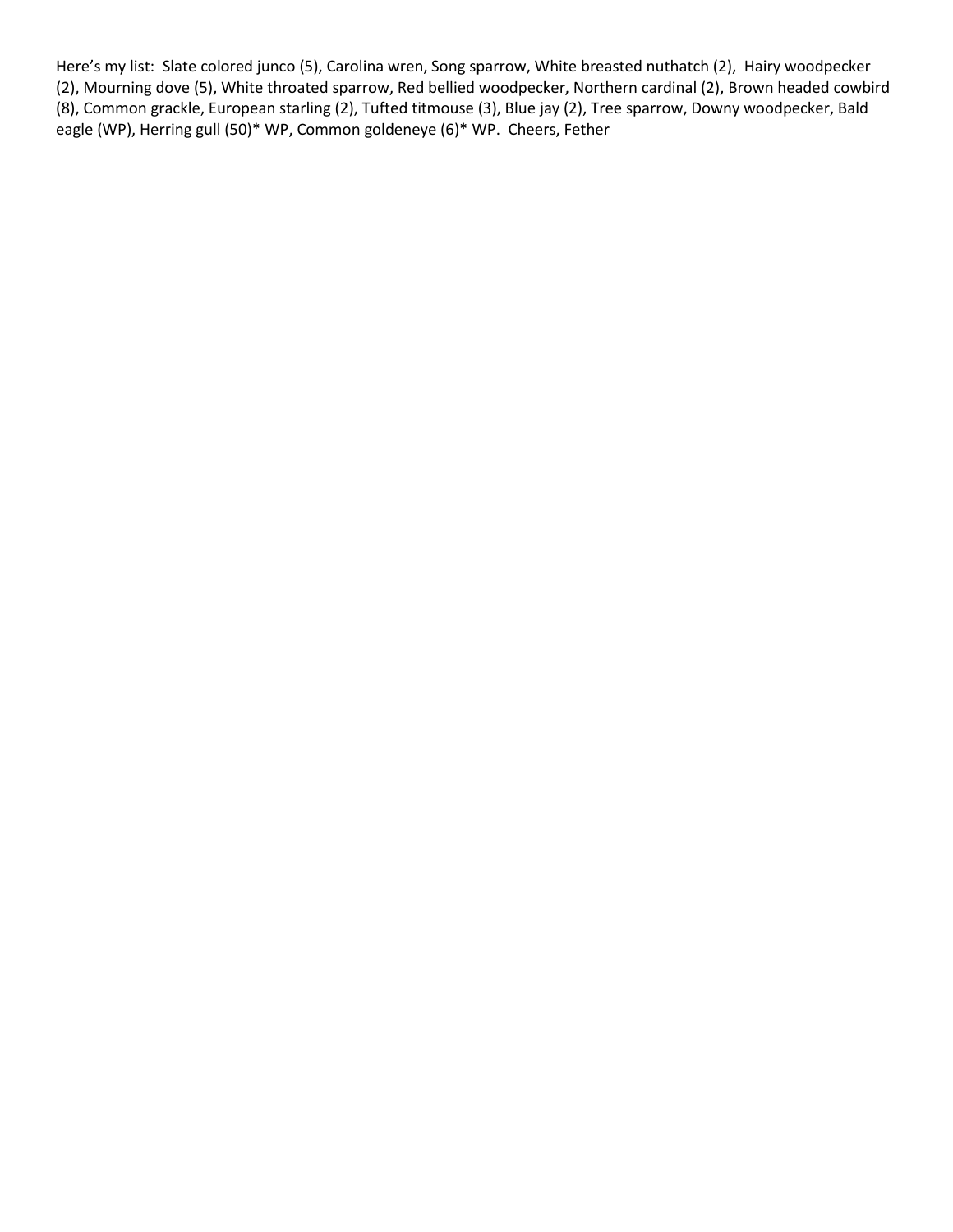Here's my list: Slate colored junco (5), Carolina wren, Song sparrow, White breasted nuthatch (2), Hairy woodpecker (2), Mourning dove (5), White throated sparrow, Red bellied woodpecker, Northern cardinal (2), Brown headed cowbird (8), Common grackle, European starling (2), Tufted titmouse (3), Blue jay (2), Tree sparrow, Downy woodpecker, Bald eagle (WP), Herring gull (50)* WP, Common goldeneye (6)* WP. Cheers, Fether